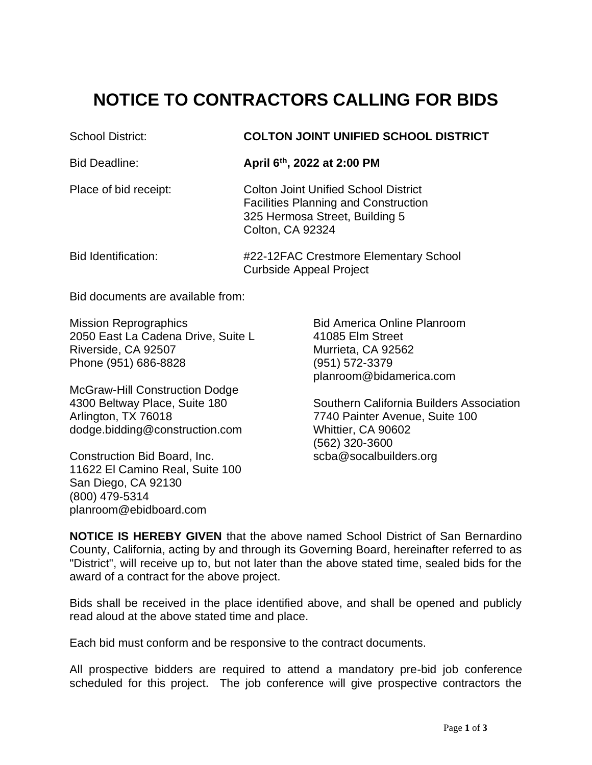# NOTICE TO CONTRACTORS CALLING FOR BIDS

| | |
|---|---|
| School District: | **COLTON JOINT UNIFIED SCHOOL DISTRICT** |
| Bid Deadline: | **April 6th, 2022 at 2:00 PM** |
| Place of bid receipt: | Colton Joint Unified School District<br>Facilities Planning and Construction<br>325 Hermosa Street, Building 5<br>Colton, CA 92324 |
| Bid Identification: | #22-12FAC Crestmore Elementary School Curbside Appeal Project |

Bid documents are available from:

Mission Reprographics
2050 East La Cadena Drive, Suite L
Riverside, CA 92507
Phone (951) 686-8828

McGraw-Hill Construction Dodge
4300 Beltway Place, Suite 180
Arlington, TX 76018
dodge.bidding@construction.com

Construction Bid Board, Inc.
11622 El Camino Real, Suite 100
San Diego, CA 92130
(800) 479-5314
planroom@ebidboard.com

Bid America Online Planroom
41085 Elm Street
Murrieta, CA 92562
(951) 572-3379
planroom@bidamerica.com

Southern California Builders Association
7740 Painter Avenue, Suite 100
Whittier, CA 90602
(562) 320-3600
scba@socalbuilders.org

**NOTICE IS HEREBY GIVEN** that the above named School District of San Bernardino County, California, acting by and through its Governing Board, hereinafter referred to as "District", will receive up to, but not later than the above stated time, sealed bids for the award of a contract for the above project.

Bids shall be received in the place identified above, and shall be opened and publicly read aloud at the above stated time and place.

Each bid must conform and be responsive to the contract documents.

All prospective bidders are required to attend a mandatory pre-bid job conference scheduled for this project. The job conference will give prospective contractors the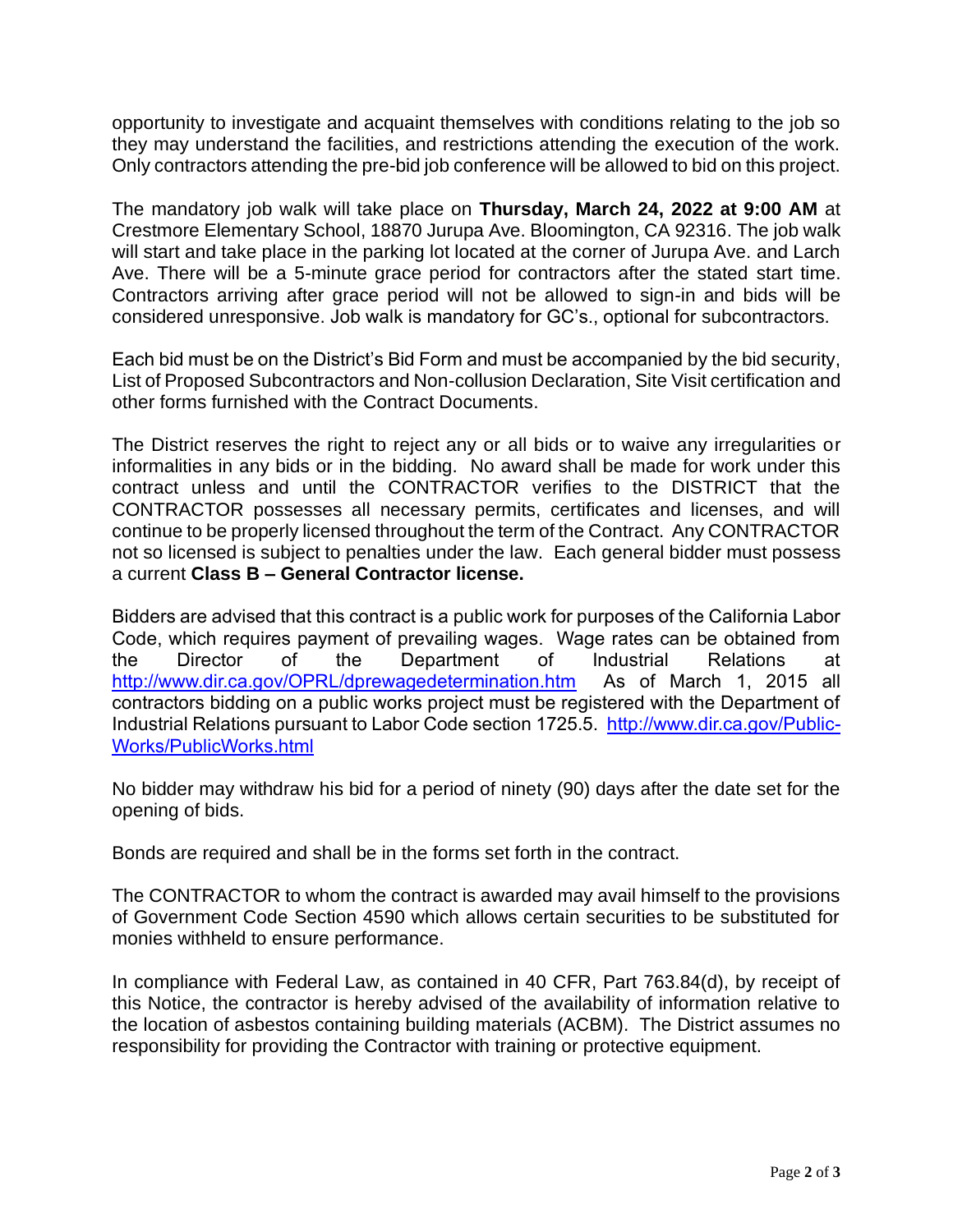opportunity to investigate and acquaint themselves with conditions relating to the job so they may understand the facilities, and restrictions attending the execution of the work. Only contractors attending the pre-bid job conference will be allowed to bid on this project.

The mandatory job walk will take place on **Thursday, March 24, 2022 at 9:00 AM** at Crestmore Elementary School, 18870 Jurupa Ave. Bloomington, CA 92316. The job walk will start and take place in the parking lot located at the corner of Jurupa Ave. and Larch Ave. There will be a 5-minute grace period for contractors after the stated start time. Contractors arriving after grace period will not be allowed to sign-in and bids will be considered unresponsive. Job walk is mandatory for GC's., optional for subcontractors.

Each bid must be on the District's Bid Form and must be accompanied by the bid security, List of Proposed Subcontractors and Non-collusion Declaration, Site Visit certification and other forms furnished with the Contract Documents.

The District reserves the right to reject any or all bids or to waive any irregularities or informalities in any bids or in the bidding. No award shall be made for work under this contract unless and until the CONTRACTOR verifies to the DISTRICT that the CONTRACTOR possesses all necessary permits, certificates and licenses, and will continue to be properly licensed throughout the term of the Contract. Any CONTRACTOR not so licensed is subject to penalties under the law. Each general bidder must possess a current **Class B – General Contractor license.**

Bidders are advised that this contract is a public work for purposes of the California Labor Code, which requires payment of prevailing wages. Wage rates can be obtained from the Director of the Department of Industrial Relations at [http://www.dir.ca.gov/OPRL/dprewagedetermination.htm](http://www.dir.ca.gov/OPRL/dprewagedetermination.htm) As of March 1, 2015 all contractors bidding on a public works project must be registered with the Department of Industrial Relations pursuant to Labor Code section 1725.5. [http://www.dir.ca.gov/Public-Works/PublicWorks.html](http://www.dir.ca.gov/Public-Works/PublicWorks.html)

No bidder may withdraw his bid for a period of ninety (90) days after the date set for the opening of bids.

Bonds are required and shall be in the forms set forth in the contract.

The CONTRACTOR to whom the contract is awarded may avail himself to the provisions of Government Code Section 4590 which allows certain securities to be substituted for monies withheld to ensure performance.

In compliance with Federal Law, as contained in 40 CFR, Part 763.84(d), by receipt of this Notice, the contractor is hereby advised of the availability of information relative to the location of asbestos containing building materials (ACBM). The District assumes no responsibility for providing the Contractor with training or protective equipment.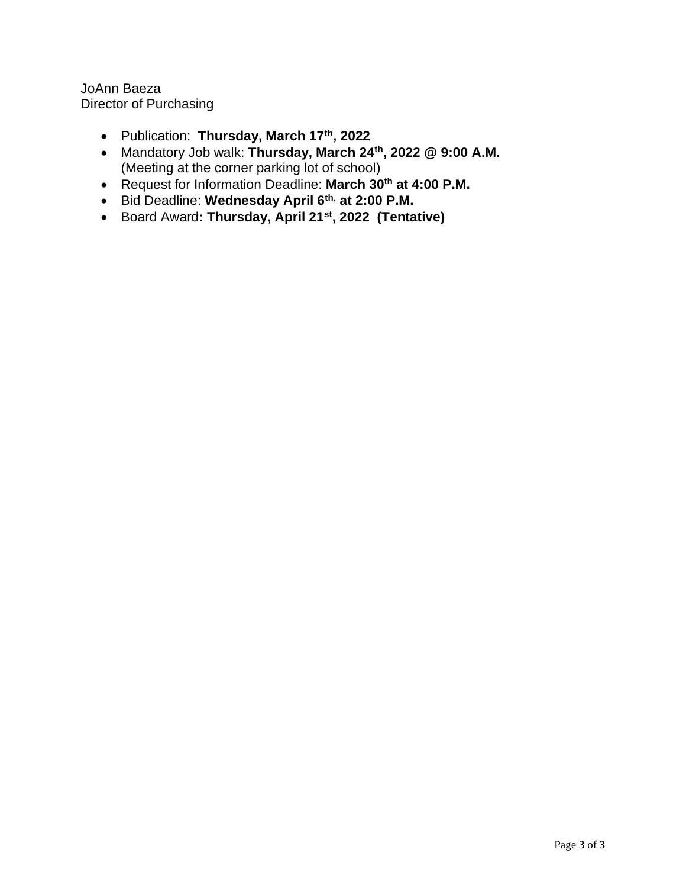JoAnn Baeza
Director of Purchasing

- Publication: **Thursday, March 17th, 2022**
- Mandatory Job walk: **Thursday, March 24th, 2022 @ 9:00 A.M.**
  (Meeting at the corner parking lot of school)
- Request for Information Deadline: **March 30th at 4:00 P.M.**
- Bid Deadline: **Wednesday April 6th, at 2:00 P.M.**
- Board Award**: Thursday, April 21st, 2022 (Tentative)**